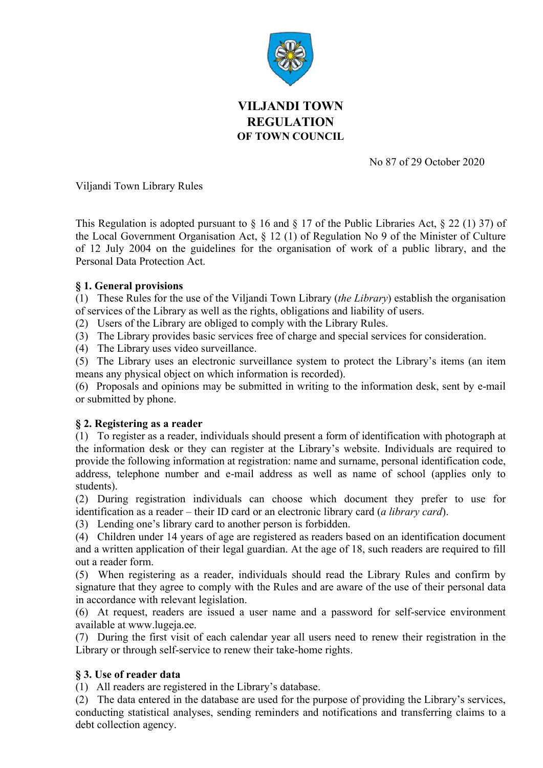# VILJANDI TOWN REGULATION
## OF TOWN COUNCIL

No 87 of 29 October 2020

Viljandi Town Library Rules

This Regulation is adopted pursuant to § 16 and § 17 of the Public Libraries Act, § 22 (1) 37) of the Local Government Organisation Act, § 12 (1) of Regulation No 9 of the Minister of Culture of 12 July 2004 on the guidelines for the organisation of work of a public library, and the Personal Data Protection Act.

### § 1. General provisions

(1) These Rules for the use of the Viljandi Town Library (*the Library*) establish the organisation of services of the Library as well as the rights, obligations and liability of users.

(2) Users of the Library are obliged to comply with the Library Rules.

(3) The Library provides basic services free of charge and special services for consideration.

(4) The Library uses video surveillance.

(5) The Library uses an electronic surveillance system to protect the Library's items (an item means any physical object on which information is recorded).

(6) Proposals and opinions may be submitted in writing to the information desk, sent by e-mail or submitted by phone.

### § 2. Registering as a reader

(1) To register as a reader, individuals should present a form of identification with photograph at the information desk or they can register at the Library's website. Individuals are required to provide the following information at registration: name and surname, personal identification code, address, telephone number and e-mail address as well as name of school (applies only to students).

(2) During registration individuals can choose which document they prefer to use for identification as a reader – their ID card or an electronic library card (*a library card*).

(3) Lending one's library card to another person is forbidden.

(4) Children under 14 years of age are registered as readers based on an identification document and a written application of their legal guardian. At the age of 18, such readers are required to fill out a reader form.

(5) When registering as a reader, individuals should read the Library Rules and confirm by signature that they agree to comply with the Rules and are aware of the use of their personal data in accordance with relevant legislation.

(6) At request, readers are issued a user name and a password for self-service environment available at www.lugeja.ee.

(7) During the first visit of each calendar year all users need to renew their registration in the Library or through self-service to renew their take-home rights.

### § 3. Use of reader data

(1) All readers are registered in the Library's database.

(2) The data entered in the database are used for the purpose of providing the Library's services, conducting statistical analyses, sending reminders and notifications and transferring claims to a debt collection agency.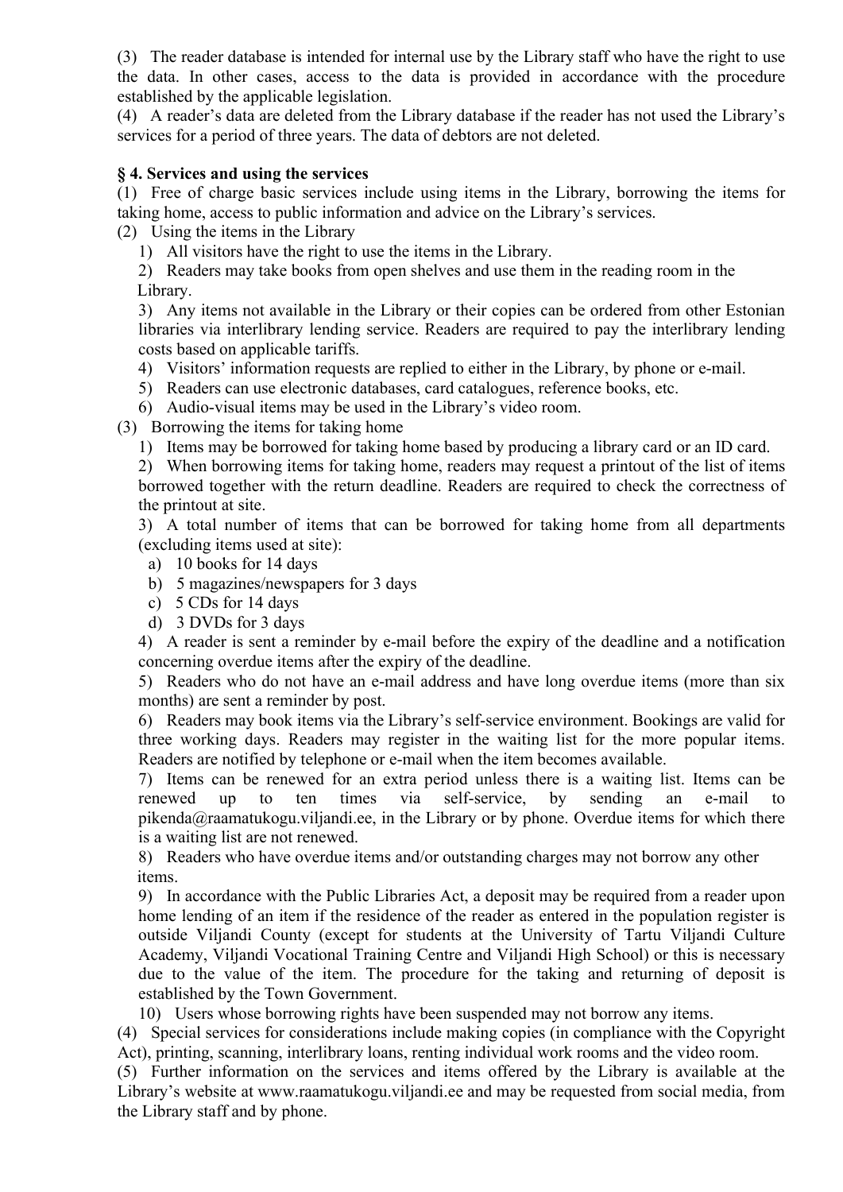(3) The reader database is intended for internal use by the Library staff who have the right to use the data. In other cases, access to the data is provided in accordance with the procedure established by the applicable legislation.
(4) A reader's data are deleted from the Library database if the reader has not used the Library's services for a period of three years. The data of debtors are not deleted.

**§ 4. Services and using the services**

(1) Free of charge basic services include using items in the Library, borrowing the items for taking home, access to public information and advice on the Library's services.
(2) Using the items in the Library

1) All visitors have the right to use the items in the Library.
2) Readers may take books from open shelves and use them in the reading room in the Library.
3) Any items not available in the Library or their copies can be ordered from other Estonian libraries via interlibrary lending service. Readers are required to pay the interlibrary lending costs based on applicable tariffs.
4) Visitors' information requests are replied to either in the Library, by phone or e-mail.
5) Readers can use electronic databases, card catalogues, reference books, etc.
6) Audio-visual items may be used in the Library's video room.

(3) Borrowing the items for taking home

1) Items may be borrowed for taking home based by producing a library card or an ID card.
2) When borrowing items for taking home, readers may request a printout of the list of items borrowed together with the return deadline. Readers are required to check the correctness of the printout at site.
3) A total number of items that can be borrowed for taking home from all departments (excluding items used at site):
   a) 10 books for 14 days
   b) 5 magazines/newspapers for 3 days
   c) 5 CDs for 14 days
   d) 3 DVDs for 3 days
4) A reader is sent a reminder by e-mail before the expiry of the deadline and a notification concerning overdue items after the expiry of the deadline.
5) Readers who do not have an e-mail address and have long overdue items (more than six months) are sent a reminder by post.
6) Readers may book items via the Library's self-service environment. Bookings are valid for three working days. Readers may register in the waiting list for the more popular items. Readers are notified by telephone or e-mail when the item becomes available.
7) Items can be renewed for an extra period unless there is a waiting list. Items can be renewed up to ten times via self-service, by sending an e-mail to pikenda@raamatukogu.viljandi.ee, in the Library or by phone. Overdue items for which there is a waiting list are not renewed.
8) Readers who have overdue items and/or outstanding charges may not borrow any other items.
9) In accordance with the Public Libraries Act, a deposit may be required from a reader upon home lending of an item if the residence of the reader as entered in the population register is outside Viljandi County (except for students at the University of Tartu Viljandi Culture Academy, Viljandi Vocational Training Centre and Viljandi High School) or this is necessary due to the value of the item. The procedure for the taking and returning of deposit is established by the Town Government.
10) Users whose borrowing rights have been suspended may not borrow any items.

(4) Special services for considerations include making copies (in compliance with the Copyright Act), printing, scanning, interlibrary loans, renting individual work rooms and the video room.
(5) Further information on the services and items offered by the Library is available at the Library's website at www.raamatukogu.viljandi.ee and may be requested from social media, from the Library staff and by phone.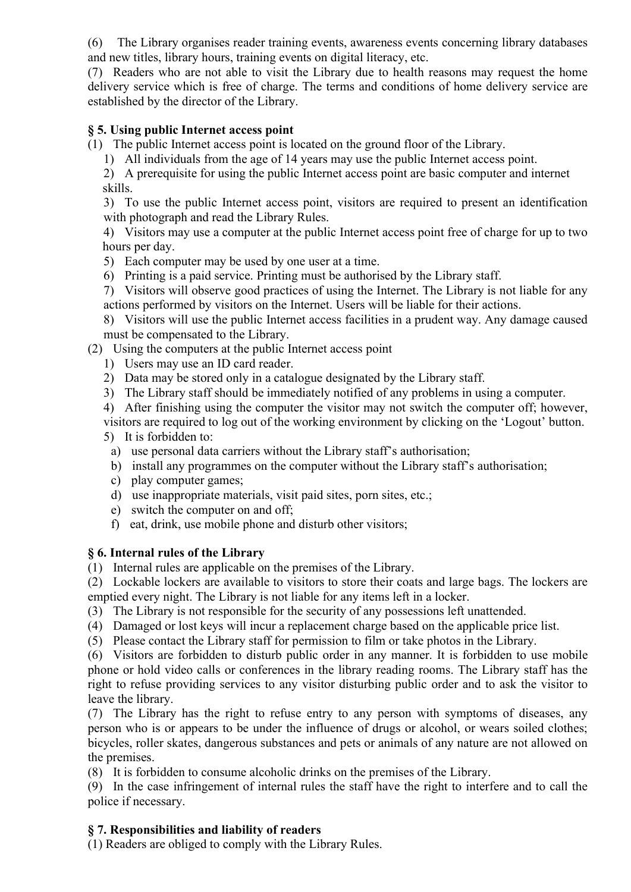(6) The Library organises reader training events, awareness events concerning library databases and new titles, library hours, training events on digital literacy, etc.

(7) Readers who are not able to visit the Library due to health reasons may request the home delivery service which is free of charge. The terms and conditions of home delivery service are established by the director of the Library.

### § 5. Using public Internet access point

(1) The public Internet access point is located on the ground floor of the Library.

1) All individuals from the age of 14 years may use the public Internet access point.
2) A prerequisite for using the public Internet access point are basic computer and internet skills.
3) To use the public Internet access point, visitors are required to present an identification with photograph and read the Library Rules.
4) Visitors may use a computer at the public Internet access point free of charge for up to two hours per day.
5) Each computer may be used by one user at a time.
6) Printing is a paid service. Printing must be authorised by the Library staff.
7) Visitors will observe good practices of using the Internet. The Library is not liable for any actions performed by visitors on the Internet. Users will be liable for their actions.
8) Visitors will use the public Internet access facilities in a prudent way. Any damage caused must be compensated to the Library.

(2) Using the computers at the public Internet access point

1) Users may use an ID card reader.
2) Data may be stored only in a catalogue designated by the Library staff.
3) The Library staff should be immediately notified of any problems in using a computer.
4) After finishing using the computer the visitor may not switch the computer off; however, visitors are required to log out of the working environment by clicking on the 'Logout' button.
5) It is forbidden to:
   a) use personal data carriers without the Library staff's authorisation;
   b) install any programmes on the computer without the Library staff's authorisation;
   c) play computer games;
   d) use inappropriate materials, visit paid sites, porn sites, etc.;
   e) switch the computer on and off;
   f) eat, drink, use mobile phone and disturb other visitors;

### § 6. Internal rules of the Library

(1) Internal rules are applicable on the premises of the Library.

(2) Lockable lockers are available to visitors to store their coats and large bags. The lockers are emptied every night. The Library is not liable for any items left in a locker.

(3) The Library is not responsible for the security of any possessions left unattended.

(4) Damaged or lost keys will incur a replacement charge based on the applicable price list.

(5) Please contact the Library staff for permission to film or take photos in the Library.

(6) Visitors are forbidden to disturb public order in any manner. It is forbidden to use mobile phone or hold video calls or conferences in the library reading rooms. The Library staff has the right to refuse providing services to any visitor disturbing public order and to ask the visitor to leave the library.

(7) The Library has the right to refuse entry to any person with symptoms of diseases, any person who is or appears to be under the influence of drugs or alcohol, or wears soiled clothes; bicycles, roller skates, dangerous substances and pets or animals of any nature are not allowed on the premises.

(8) It is forbidden to consume alcoholic drinks on the premises of the Library.

(9) In the case infringement of internal rules the staff have the right to interfere and to call the police if necessary.

### § 7. Responsibilities and liability of readers

(1) Readers are obliged to comply with the Library Rules.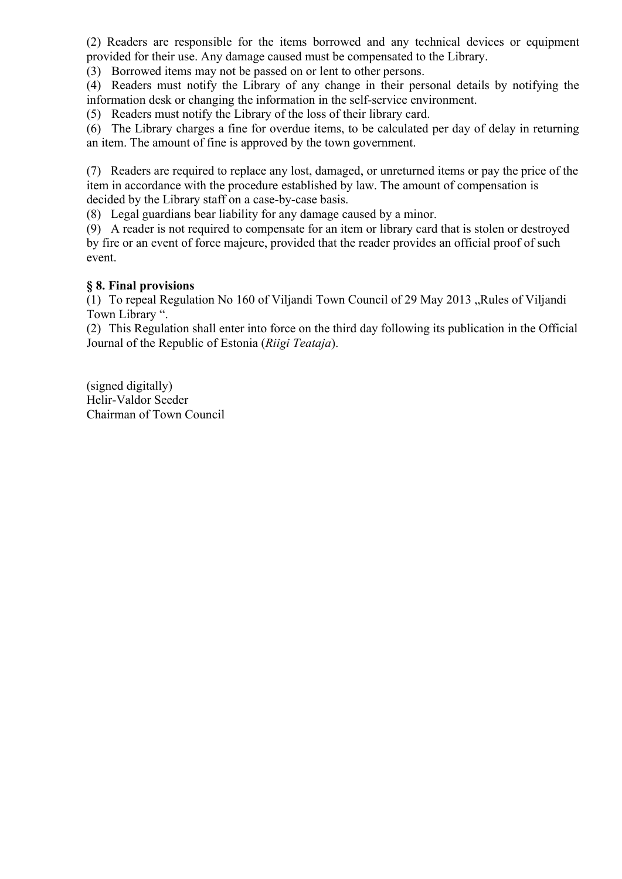(2) Readers are responsible for the items borrowed and any technical devices or equipment provided for their use. Any damage caused must be compensated to the Library.

(3) Borrowed items may not be passed on or lent to other persons.

(4) Readers must notify the Library of any change in their personal details by notifying the information desk or changing the information in the self-service environment.

(5) Readers must notify the Library of the loss of their library card.

(6) The Library charges a fine for overdue items, to be calculated per day of delay in returning an item. The amount of fine is approved by the town government.

(7) Readers are required to replace any lost, damaged, or unreturned items or pay the price of the item in accordance with the procedure established by law. The amount of compensation is decided by the Library staff on a case-by-case basis.

(8) Legal guardians bear liability for any damage caused by a minor.

(9) A reader is not required to compensate for an item or library card that is stolen or destroyed by fire or an event of force majeure, provided that the reader provides an official proof of such event.

**§ 8. Final provisions**

(1) To repeal Regulation No 160 of Viljandi Town Council of 29 May 2013 „Rules of Viljandi Town Library ".

(2) This Regulation shall enter into force on the third day following its publication in the Official Journal of the Republic of Estonia (*Riigi Teataja*).

(signed digitally)
Helir-Valdor Seeder
Chairman of Town Council